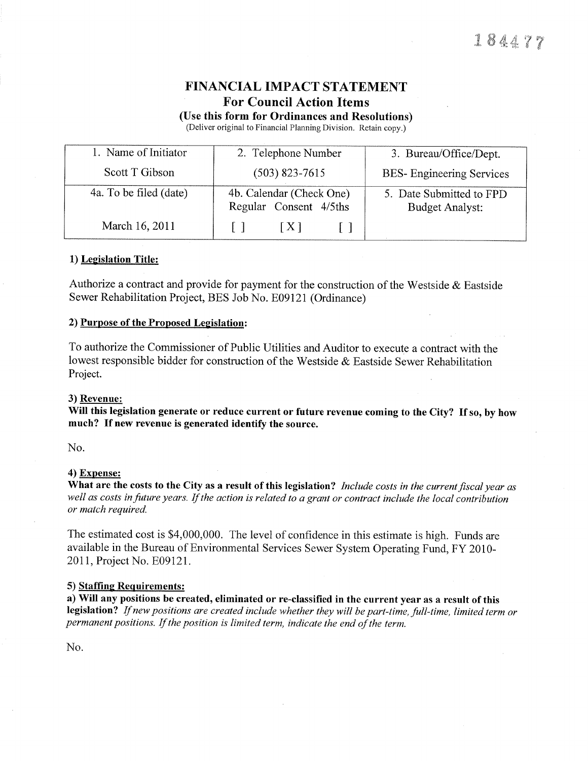184477

# FINANCIAL IMPACT STATEMENT

## For Council Action Items

**(Use this form for Ordinances and Resolutions)**

(Deliver original to Financial Planning Division. Retain copy.)

| 1. Name of Initiator | 2. Telephone Number | 3. Bureau/Office/Dept. |
|---|---|---|
| Scott T Gibson | (503) 823-7615 | BES- Engineering Services |
| 4a. To be filed (date) | 4b. Calendar (Check One)<br>Regular Consent 4/5ths | 5. Date Submitted to FPD Budget Analyst: |
| March 16, 2011 | [ ] [X] [ ] | |

**1) Legislation Title:**

Authorize a contract and provide for payment for the construction of the Westside & Eastside Sewer Rehabilitation Project, BES Job No. E09121 (Ordinance)

**2) Purpose of the Proposed Legislation:**

To authorize the Commissioner of Public Utilities and Auditor to execute a contract with the lowest responsible bidder for construction of the Westside & Eastside Sewer Rehabilitation Project.

**3) Revenue:**

**Will this legislation generate or reduce current or future revenue coming to the City? If so, by how much? If new revenue is generated identify the source.**

No.

**4) Expense:**

**What are the costs to the City as a result of this legislation?** *Include costs in the current fiscal year as well as costs in future years. If the action is related to a grant or contract include the local contribution or match required.*

The estimated cost is $4,000,000. The level of confidence in this estimate is high. Funds are available in the Bureau of Environmental Services Sewer System Operating Fund, FY 2010-2011, Project No. E09121.

**5) Staffing Requirements:**

**a) Will any positions be created, eliminated or re-classified in the current year as a result of this legislation?** *If new positions are created include whether they will be part-time, full-time, limited term or permanent positions. If the position is limited term, indicate the end of the term.*

No.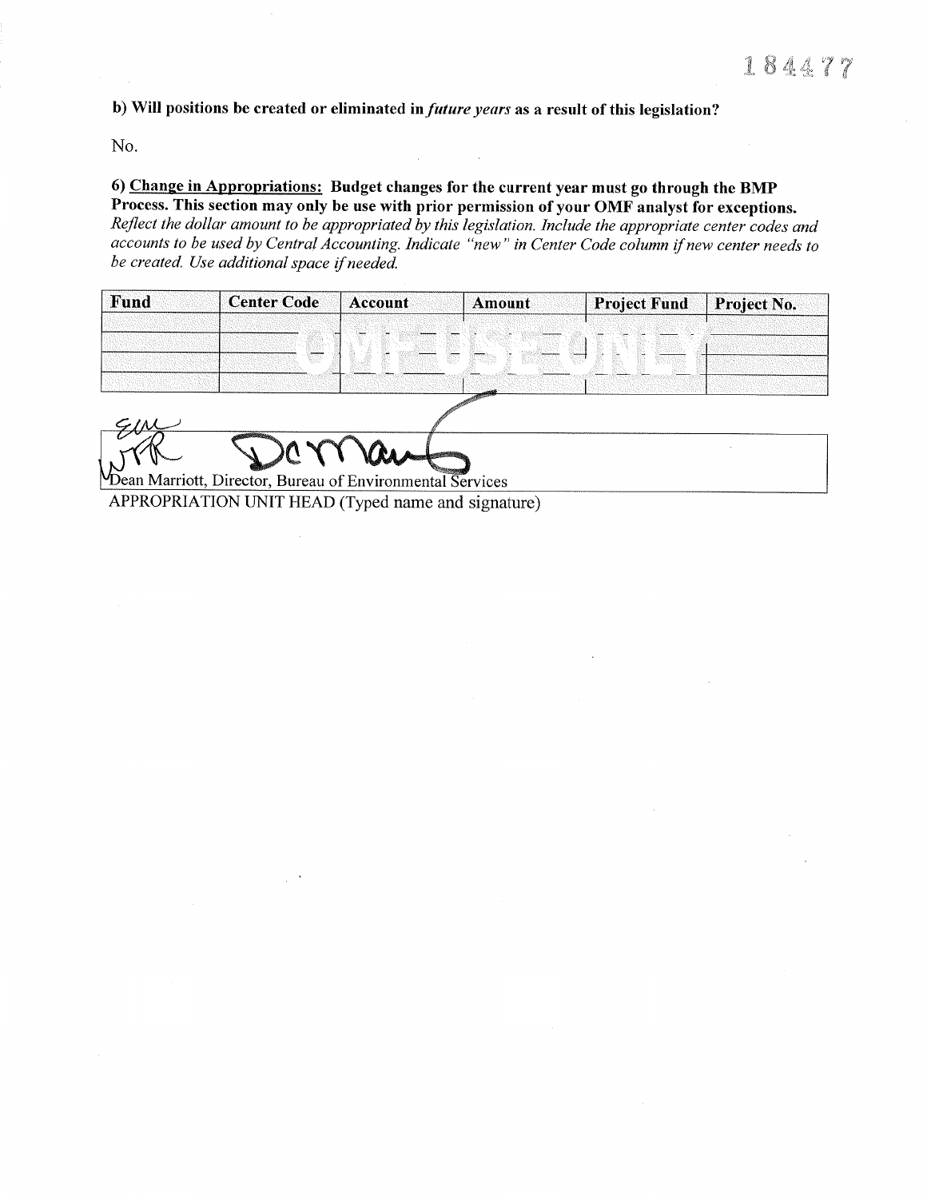184477

**b) Will positions be created or eliminated in *future years* as a result of this legislation?**

No.

**6) <u>Change in Appropriations:</u> Budget changes for the current year must go through the BMP Process. This section may only be use with prior permission of your OMF analyst for exceptions.**
*Reflect the dollar amount to be appropriated by this legislation. Include the appropriate center codes and accounts to be used by Central Accounting. Indicate "new" in Center Code column if new center needs to be created. Use additional space if needed.*

| Fund | Center Code | Account | Amount | Project Fund | Project No. |
|---|---|---|---|---|---|
| | | | | | |
| | | OMF USE ONLY | | | |
| | | | | | |

Dean Marriott, Director, Bureau of Environmental Services

APPROPRIATION UNIT HEAD (Typed name and signature)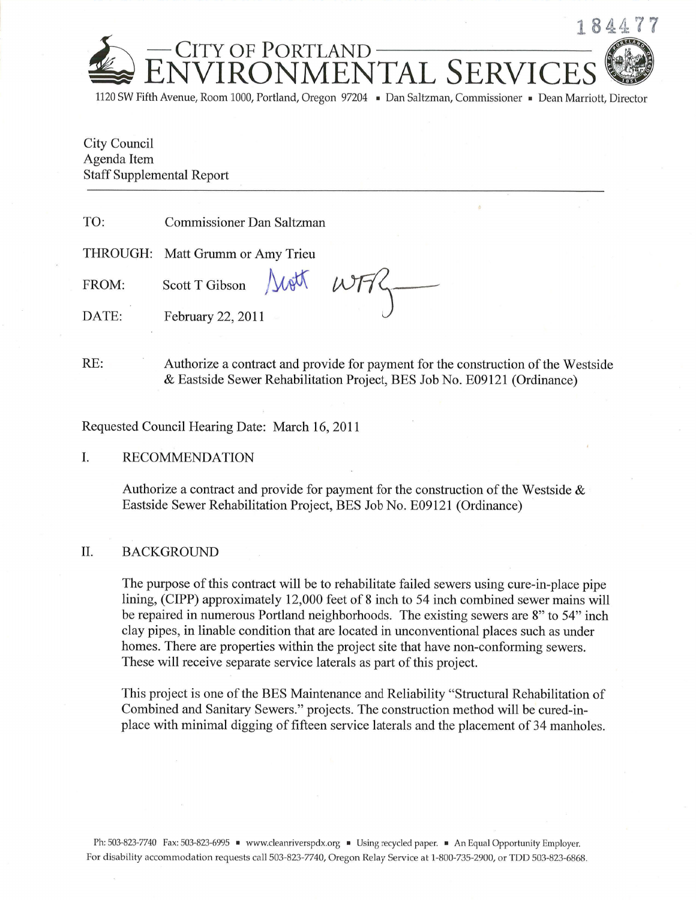184477

CITY OF PORTLAND
ENVIRONMENTAL SERVICES

1120 SW Fifth Avenue, Room 1000, Portland, Oregon 97204 ▪ Dan Saltzman, Commissioner ▪ Dean Marriott, Director

City Council
Agenda Item
Staff Supplemental Report

---

TO: Commissioner Dan Saltzman

THROUGH: Matt Grumm or Amy Trieu

FROM: Scott T Gibson

DATE: February 22, 2011

RE: Authorize a contract and provide for payment for the construction of the Westside & Eastside Sewer Rehabilitation Project, BES Job No. E09121 (Ordinance)

Requested Council Hearing Date: March 16, 2011

## I. RECOMMENDATION

Authorize a contract and provide for payment for the construction of the Westside & Eastside Sewer Rehabilitation Project, BES Job No. E09121 (Ordinance)

## II. BACKGROUND

The purpose of this contract will be to rehabilitate failed sewers using cure-in-place pipe lining, (CIPP) approximately 12,000 feet of 8 inch to 54 inch combined sewer mains will be repaired in numerous Portland neighborhoods. The existing sewers are 8" to 54" inch clay pipes, in linable condition that are located in unconventional places such as under homes. There are properties within the project site that have non-conforming sewers. These will receive separate service laterals as part of this project.

This project is one of the BES Maintenance and Reliability "Structural Rehabilitation of Combined and Sanitary Sewers." projects. The construction method will be cured-in-place with minimal digging of fifteen service laterals and the placement of 34 manholes.

Ph: 503-823-7740 Fax: 503-823-6995 ▪ www.cleanriverspdx.org ▪ Using recycled paper. ▪ An Equal Opportunity Employer.
For disability accommodation requests call 503-823-7740, Oregon Relay Service at 1-800-735-2900, or TDD 503-823-6868.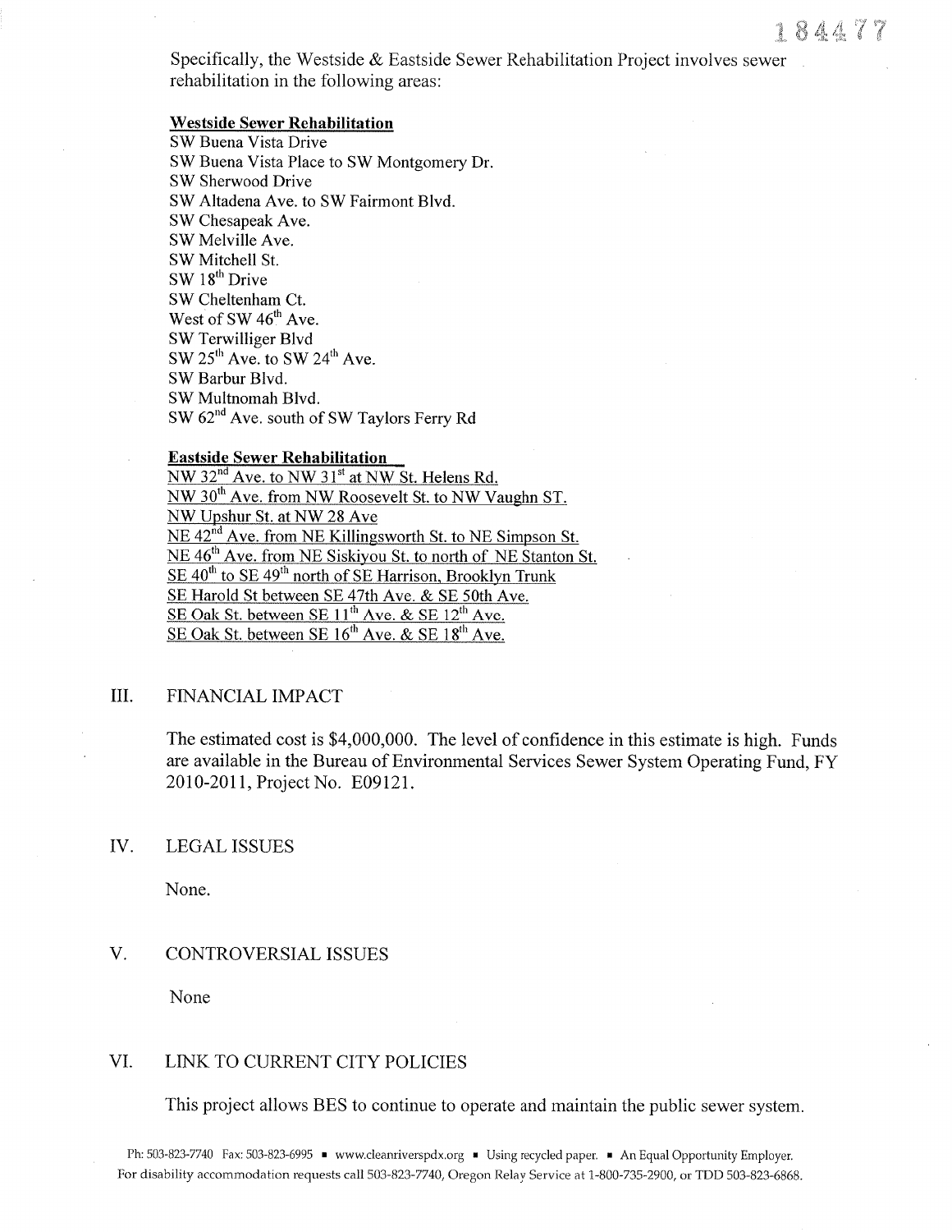Specifically, the Westside & Eastside Sewer Rehabilitation Project involves sewer rehabilitation in the following areas:

**Westside Sewer Rehabilitation**

SW Buena Vista Drive
SW Buena Vista Place to SW Montgomery Dr.
SW Sherwood Drive
SW Altadena Ave. to SW Fairmont Blvd.
SW Chesapeak Ave.
SW Melville Ave.
SW Mitchell St.
SW 18th Drive
SW Cheltenham Ct.
West of SW 46th Ave.
SW Terwilliger Blvd
SW 25th Ave. to SW 24th Ave.
SW Barbur Blvd.
SW Multnomah Blvd.
SW 62nd Ave. south of SW Taylors Ferry Rd

**Eastside Sewer Rehabilitation**

NW 32nd Ave. to NW 31st at NW St. Helens Rd.
NW 30th Ave. from NW Roosevelt St. to NW Vaughn ST.
NW Upshur St. at NW 28 Ave
NE 42nd Ave. from NE Killingsworth St. to NE Simpson St.
NE 46th Ave. from NE Siskiyou St. to north of NE Stanton St.
SE 40th to SE 49th north of SE Harrison, Brooklyn Trunk
SE Harold St between SE 47th Ave. & SE 50th Ave.
SE Oak St. between SE 11th Ave. & SE 12th Ave.
SE Oak St. between SE 16th Ave. & SE 18th Ave.

## III. FINANCIAL IMPACT

The estimated cost is $4,000,000. The level of confidence in this estimate is high. Funds are available in the Bureau of Environmental Services Sewer System Operating Fund, FY 2010-2011, Project No. E09121.

## IV. LEGAL ISSUES

None.

## V. CONTROVERSIAL ISSUES

None

## VI. LINK TO CURRENT CITY POLICIES

This project allows BES to continue to operate and maintain the public sewer system.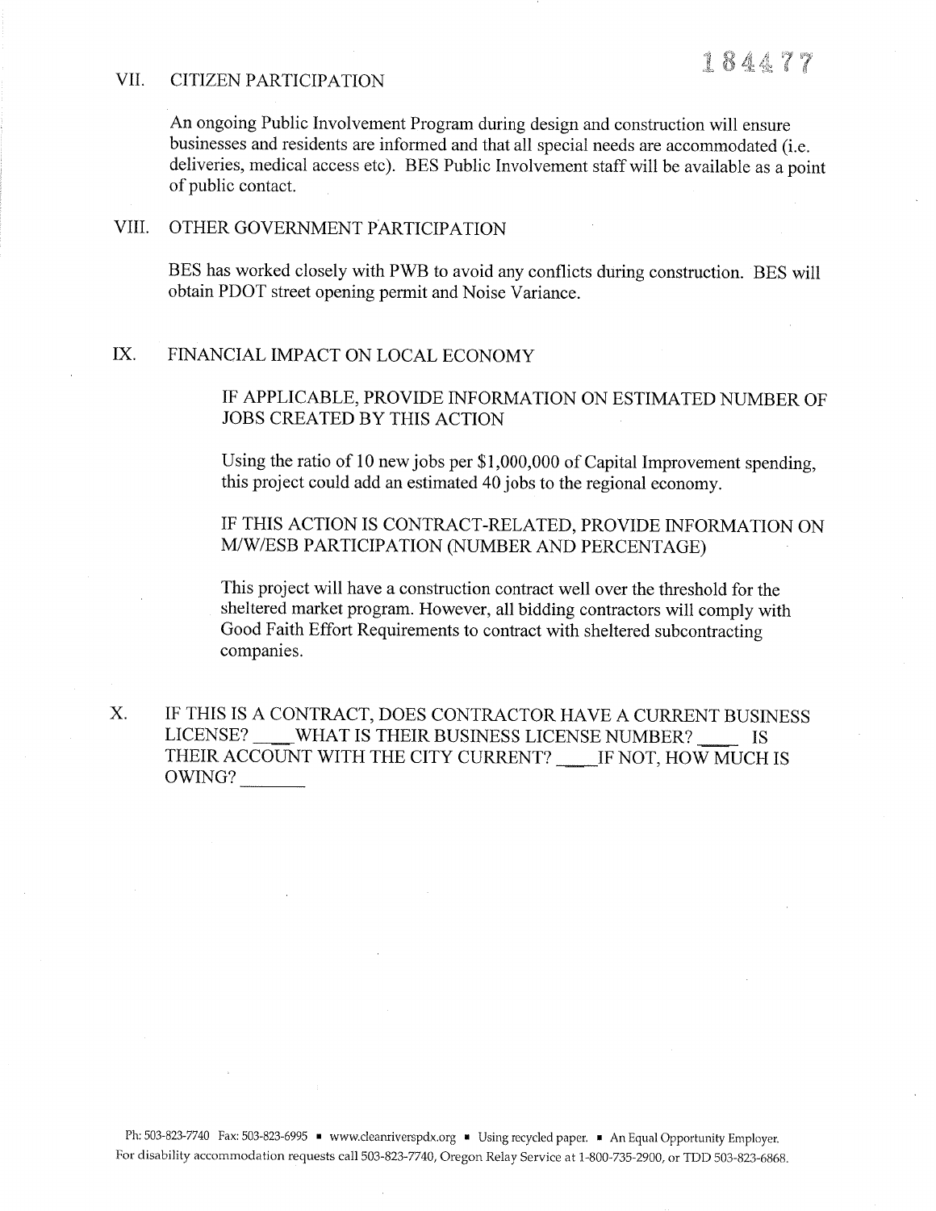184477

## VII. CITIZEN PARTICIPATION

An ongoing Public Involvement Program during design and construction will ensure businesses and residents are informed and that all special needs are accommodated (i.e. deliveries, medical access etc). BES Public Involvement staff will be available as a point of public contact.

## VIII. OTHER GOVERNMENT PARTICIPATION

BES has worked closely with PWB to avoid any conflicts during construction. BES will obtain PDOT street opening permit and Noise Variance.

## IX. FINANCIAL IMPACT ON LOCAL ECONOMY

IF APPLICABLE, PROVIDE INFORMATION ON ESTIMATED NUMBER OF JOBS CREATED BY THIS ACTION

Using the ratio of 10 new jobs per $1,000,000 of Capital Improvement spending, this project could add an estimated 40 jobs to the regional economy.

IF THIS ACTION IS CONTRACT-RELATED, PROVIDE INFORMATION ON M/W/ESB PARTICIPATION (NUMBER AND PERCENTAGE)

This project will have a construction contract well over the threshold for the sheltered market program. However, all bidding contractors will comply with Good Faith Effort Requirements to contract with sheltered subcontracting companies.

## X. IF THIS IS A CONTRACT, DOES CONTRACTOR HAVE A CURRENT BUSINESS LICENSE? ____ WHAT IS THEIR BUSINESS LICENSE NUMBER? ____ IS THEIR ACCOUNT WITH THE CITY CURRENT? ____ IF NOT, HOW MUCH IS OWING? ______

Ph: 503-823-7740 Fax: 503-823-6995 ▪ www.cleanriverspdx.org ▪ Using recycled paper. ▪ An Equal Opportunity Employer.
For disability accommodation requests call 503-823-7740, Oregon Relay Service at 1-800-735-2900, or TDD 503-823-6868.